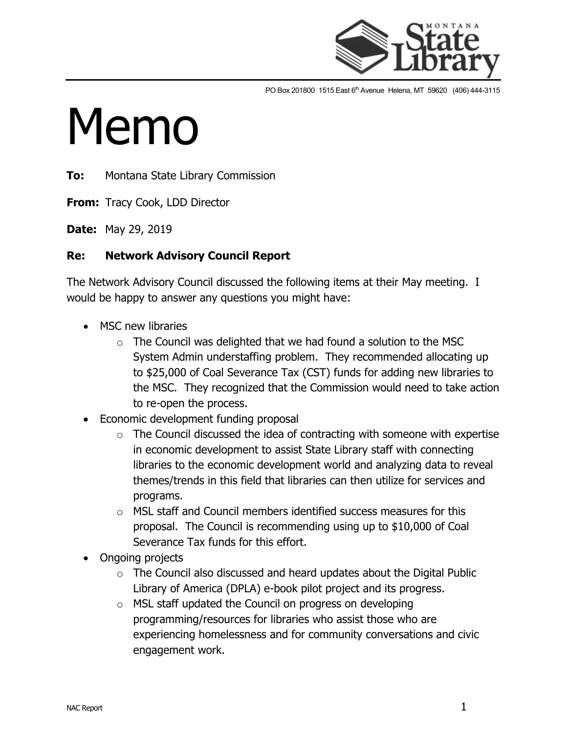PO Box 201800 1515 East 6th Avenue Helena, MT 59620 (406) 444-3115

# Memo

**To:** Montana State Library Commission

**From:** Tracy Cook, LDD Director

**Date:** May 29, 2019

**Re: Network Advisory Council Report**

The Network Advisory Council discussed the following items at their May meeting. I would be happy to answer any questions you might have:

- MSC new libraries
    - The Council was delighted that we had found a solution to the MSC System Admin understaffing problem. They recommended allocating up to $25,000 of Coal Severance Tax (CST) funds for adding new libraries to the MSC. They recognized that the Commission would need to take action to re-open the process.
- Economic development funding proposal
    - The Council discussed the idea of contracting with someone with expertise in economic development to assist State Library staff with connecting libraries to the economic development world and analyzing data to reveal themes/trends in this field that libraries can then utilize for services and programs.
    - MSL staff and Council members identified success measures for this proposal. The Council is recommending using up to $10,000 of Coal Severance Tax funds for this effort.
- Ongoing projects
    - The Council also discussed and heard updates about the Digital Public Library of America (DPLA) e-book pilot project and its progress.
    - MSL staff updated the Council on progress on developing programming/resources for libraries who assist those who are experiencing homelessness and for community conversations and civic engagement work.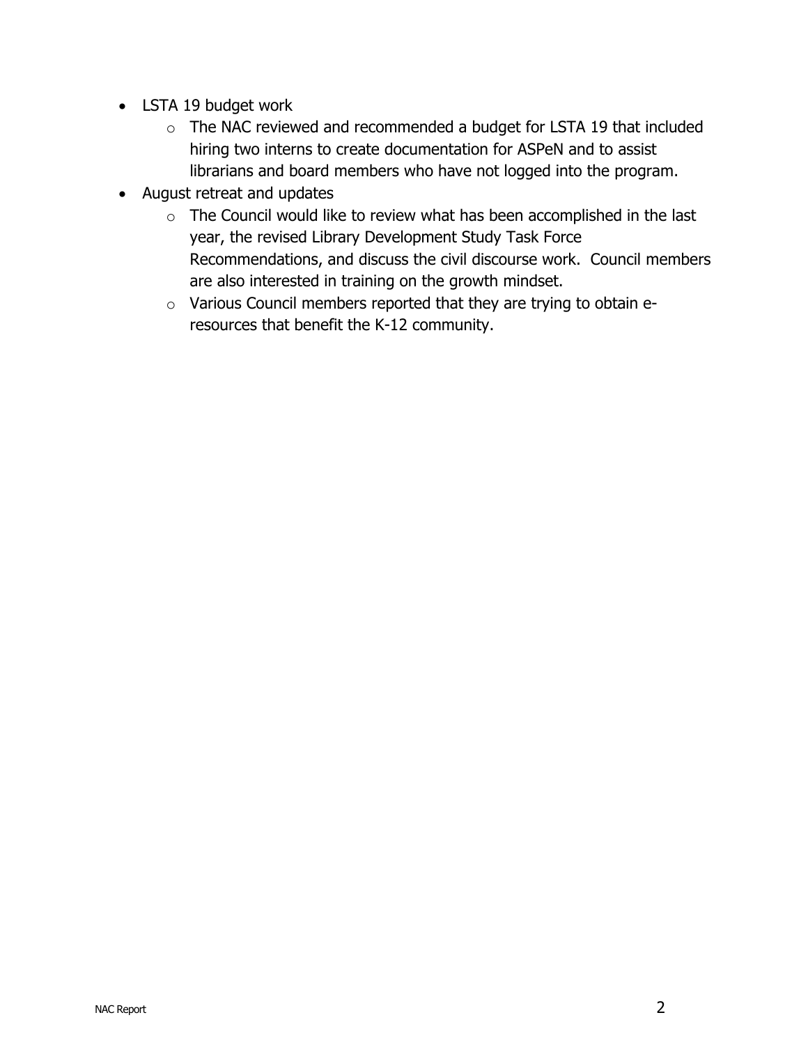- LSTA 19 budget work
  - The NAC reviewed and recommended a budget for LSTA 19 that included hiring two interns to create documentation for ASPeN and to assist librarians and board members who have not logged into the program.
- August retreat and updates
  - The Council would like to review what has been accomplished in the last year, the revised Library Development Study Task Force Recommendations, and discuss the civil discourse work. Council members are also interested in training on the growth mindset.
  - Various Council members reported that they are trying to obtain e-resources that benefit the K-12 community.